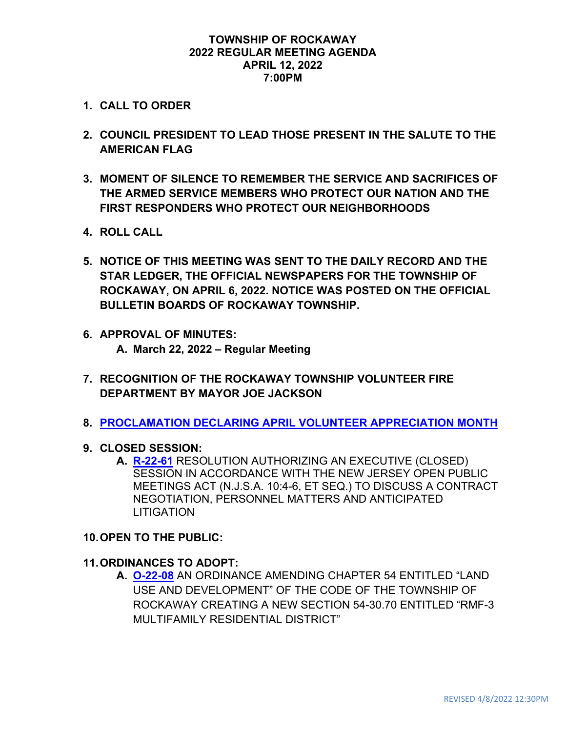**TOWNSHIP OF ROCKAWAY**
**2022 REGULAR MEETING AGENDA**
**APRIL 12, 2022**
**7:00PM**

1. **CALL TO ORDER**

2. **COUNCIL PRESIDENT TO LEAD THOSE PRESENT IN THE SALUTE TO THE AMERICAN FLAG**

3. **MOMENT OF SILENCE TO REMEMBER THE SERVICE AND SACRIFICES OF THE ARMED SERVICE MEMBERS WHO PROTECT OUR NATION AND THE FIRST RESPONDERS WHO PROTECT OUR NEIGHBORHOODS**

4. **ROLL CALL**

5. **NOTICE OF THIS MEETING WAS SENT TO THE DAILY RECORD AND THE STAR LEDGER, THE OFFICIAL NEWSPAPERS FOR THE TOWNSHIP OF ROCKAWAY, ON APRIL 6, 2022. NOTICE WAS POSTED ON THE OFFICIAL BULLETIN BOARDS OF ROCKAWAY TOWNSHIP.**

6. **APPROVAL OF MINUTES:**
   - **A. March 22, 2022 – Regular Meeting**

7. **RECOGNITION OF THE ROCKAWAY TOWNSHIP VOLUNTEER FIRE DEPARTMENT BY MAYOR JOE JACKSON**

8. **PROCLAMATION DECLARING APRIL VOLUNTEER APPRECIATION MONTH**

9. **CLOSED SESSION:**
   - **A. R-22-61** RESOLUTION AUTHORIZING AN EXECUTIVE (CLOSED) SESSION IN ACCORDANCE WITH THE NEW JERSEY OPEN PUBLIC MEETINGS ACT (N.J.S.A. 10:4-6, ET SEQ.) TO DISCUSS A CONTRACT NEGOTIATION, PERSONNEL MATTERS AND ANTICIPATED LITIGATION

10. **OPEN TO THE PUBLIC:**

11. **ORDINANCES TO ADOPT:**
    - **A. O-22-08** AN ORDINANCE AMENDING CHAPTER 54 ENTITLED "LAND USE AND DEVELOPMENT" OF THE CODE OF THE TOWNSHIP OF ROCKAWAY CREATING A NEW SECTION 54-30.70 ENTITLED "RMF-3 MULTIFAMILY RESIDENTIAL DISTRICT"

REVISED 4/8/2022 12:30PM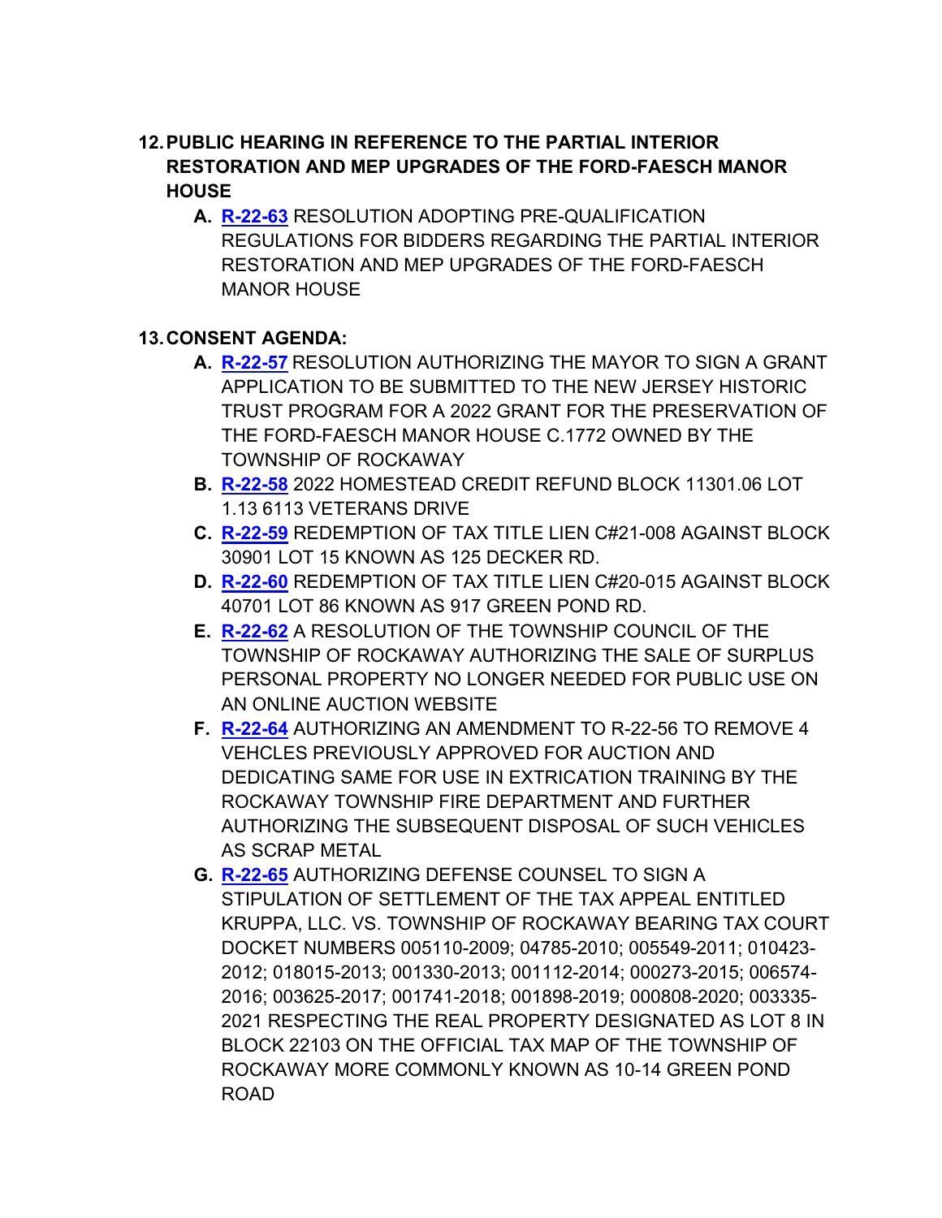12. **PUBLIC HEARING IN REFERENCE TO THE PARTIAL INTERIOR RESTORATION AND MEP UPGRADES OF THE FORD-FAESCH MANOR HOUSE**
    - **A.** **R-22-63** RESOLUTION ADOPTING PRE-QUALIFICATION REGULATIONS FOR BIDDERS REGARDING THE PARTIAL INTERIOR RESTORATION AND MEP UPGRADES OF THE FORD-FAESCH MANOR HOUSE

13. **CONSENT AGENDA:**
    - **A.** **R-22-57** RESOLUTION AUTHORIZING THE MAYOR TO SIGN A GRANT APPLICATION TO BE SUBMITTED TO THE NEW JERSEY HISTORIC TRUST PROGRAM FOR A 2022 GRANT FOR THE PRESERVATION OF THE FORD-FAESCH MANOR HOUSE C.1772 OWNED BY THE TOWNSHIP OF ROCKAWAY
    - **B.** **R-22-58** 2022 HOMESTEAD CREDIT REFUND BLOCK 11301.06 LOT 1.13 6113 VETERANS DRIVE
    - **C.** **R-22-59** REDEMPTION OF TAX TITLE LIEN C#21-008 AGAINST BLOCK 30901 LOT 15 KNOWN AS 125 DECKER RD.
    - **D.** **R-22-60** REDEMPTION OF TAX TITLE LIEN C#20-015 AGAINST BLOCK 40701 LOT 86 KNOWN AS 917 GREEN POND RD.
    - **E.** **R-22-62** A RESOLUTION OF THE TOWNSHIP COUNCIL OF THE TOWNSHIP OF ROCKAWAY AUTHORIZING THE SALE OF SURPLUS PERSONAL PROPERTY NO LONGER NEEDED FOR PUBLIC USE ON AN ONLINE AUCTION WEBSITE
    - **F.** **R-22-64** AUTHORIZING AN AMENDMENT TO R-22-56 TO REMOVE 4 VEHCLES PREVIOUSLY APPROVED FOR AUCTION AND DEDICATING SAME FOR USE IN EXTRICATION TRAINING BY THE ROCKAWAY TOWNSHIP FIRE DEPARTMENT AND FURTHER AUTHORIZING THE SUBSEQUENT DISPOSAL OF SUCH VEHICLES AS SCRAP METAL
    - **G.** **R-22-65** AUTHORIZING DEFENSE COUNSEL TO SIGN A STIPULATION OF SETTLEMENT OF THE TAX APPEAL ENTITLED KRUPPA, LLC. VS. TOWNSHIP OF ROCKAWAY BEARING TAX COURT DOCKET NUMBERS 005110-2009; 04785-2010; 005549-2011; 010423-2012; 018015-2013; 001330-2013; 001112-2014; 000273-2015; 006574-2016; 003625-2017; 001741-2018; 001898-2019; 000808-2020; 003335-2021 RESPECTING THE REAL PROPERTY DESIGNATED AS LOT 8 IN BLOCK 22103 ON THE OFFICIAL TAX MAP OF THE TOWNSHIP OF ROCKAWAY MORE COMMONLY KNOWN AS 10-14 GREEN POND ROAD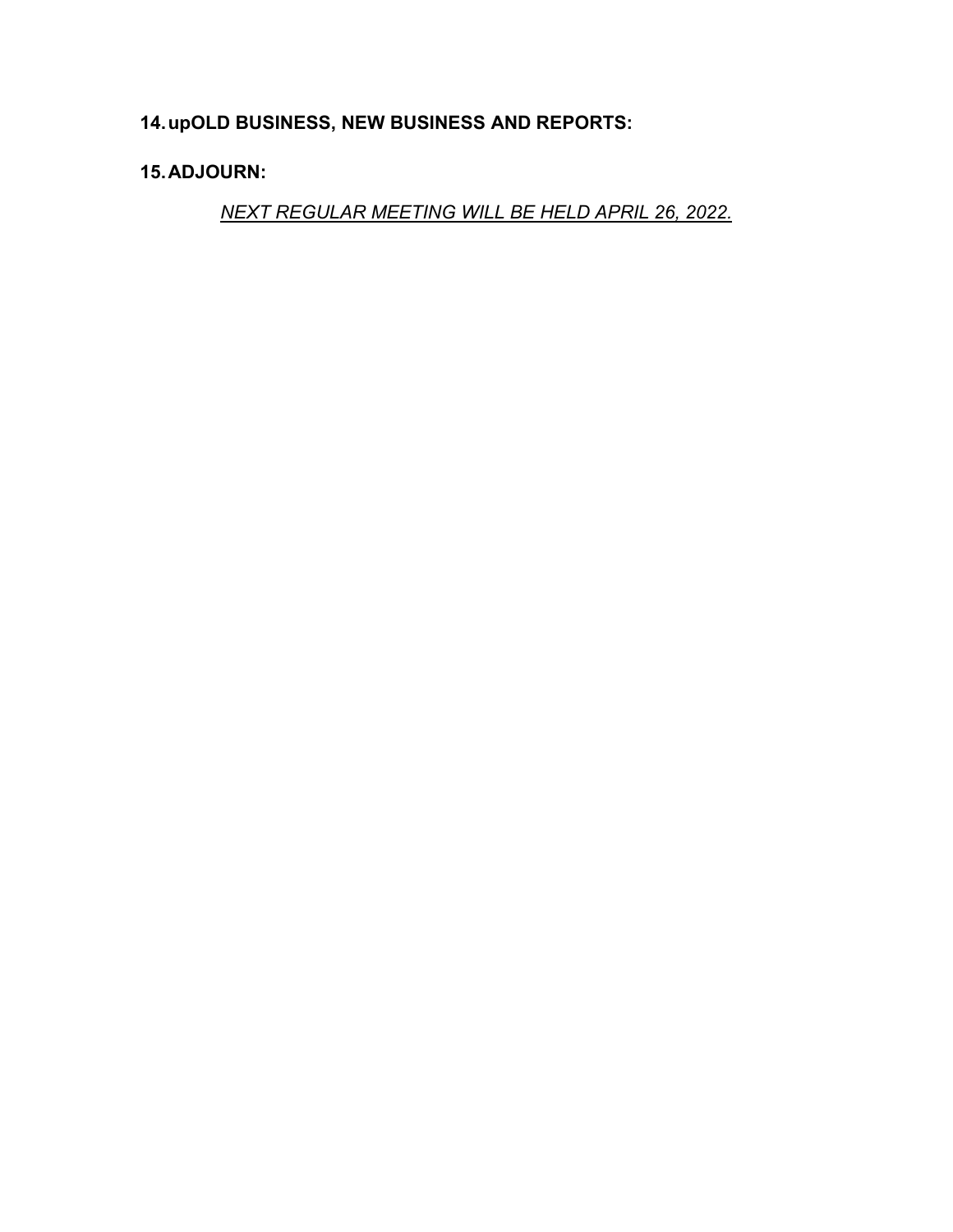**14. upOLD BUSINESS, NEW BUSINESS AND REPORTS:**

**15. ADJOURN:**

*NEXT REGULAR MEETING WILL BE HELD APRIL 26, 2022.*